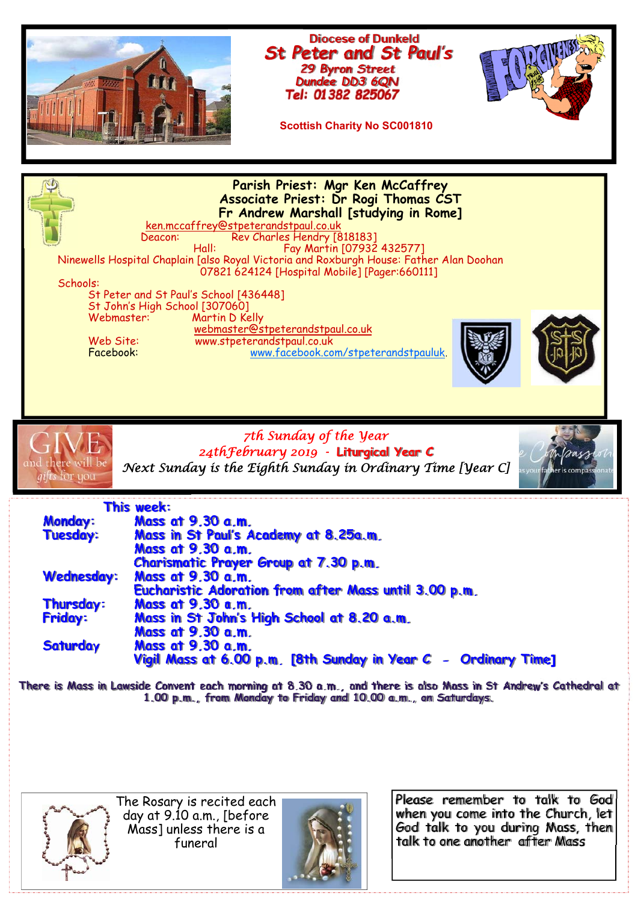Diocese of Dunkeld

# St Peter and St Paul's

29 Byron Street
Dundee DD3 6QN
Tel: 01382 825067

Scottish Charity No SC001810

**Parish Priest: Mgr Ken McCaffrey**
**Associate Priest: Dr Rogi Thomas CST**
**Fr Andrew Marshall [studying in Rome]**

ken.mccaffrey@stpeterandstpaul.co.uk

Deacon: Rev Charles Hendry [818183]

Hall: Fay Martin [07932 432577]

Ninewells Hospital Chaplain [also Royal Victoria and Roxburgh House: Father Alan Doohan 07821 624124 [Hospital Mobile] [Pager:660111]

Schools:

St Peter and St Paul's School [436448]
St John's High School [307060]

Webmaster: Martin D Kelly
webmaster@stpeterandstpaul.co.uk

Web Site: www.stpeterandstpaul.co.uk
Facebook: www.facebook.com/stpeterandstpauluk.

GIVE and there will be gifts for you

*7th Sunday of the Year*
*24thFebruary 2019* - **Liturgical Year C**
*Next Sunday is the Eighth Sunday in Ordinary Time [Year C]*

## This week:

**Monday:** Mass at 9.30 a.m.

**Tuesday:** Mass in St Paul's Academy at 8.25a.m.
Mass at 9.30 a.m.
Charismatic Prayer Group at 7.30 p.m.

**Wednesday:** Mass at 9.30 a.m.
Eucharistic Adoration from after Mass until 3.00 p.m.

**Thursday:** Mass at 9.30 a.m.

**Friday:** Mass in St John's High School at 8.20 a.m.
Mass at 9.30 a.m.

**Saturday** Mass at 9.30 a.m.
Vigil Mass at 6.00 p.m. [8th Sunday in Year C - Ordinary Time]

There is Mass in Lawside Convent each morning at 8.30 a.m., and there is also Mass in St Andrew's Cathedral at 1.00 p.m., from Monday to Friday and 10.00 a.m., on Saturdays.

The Rosary is recited each day at 9.10 a.m., [before Mass] unless there is a funeral

Please remember to talk to God when you come into the Church, let God talk to you during Mass, then talk to one another after Mass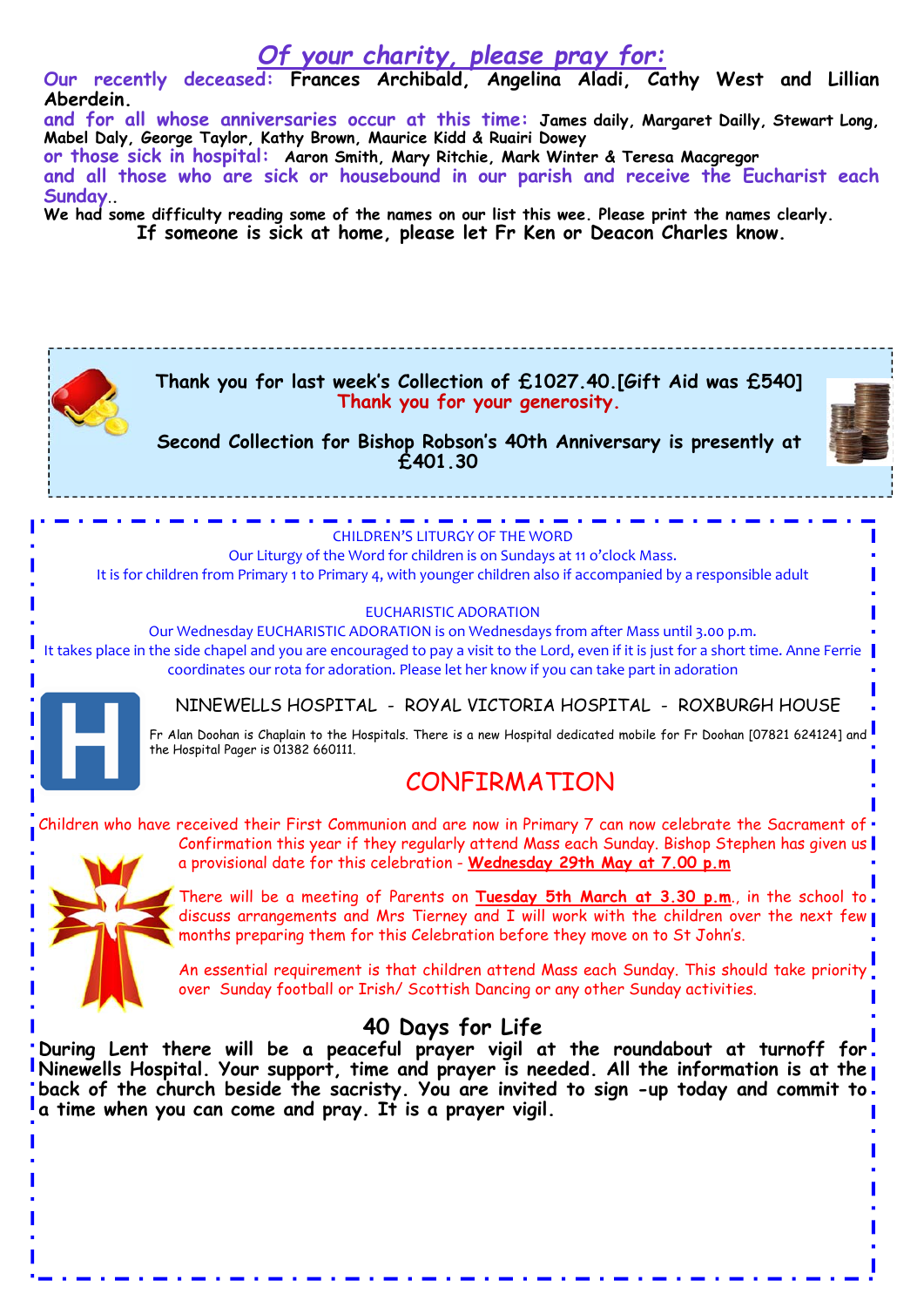## *Of your charity, please pray for:*

Our recently deceased: **Frances Archibald, Angelina Aladi, Cathy West and Lillian Aberdein.**

and for all whose anniversaries occur at this time: **James daily, Margaret Dailly, Stewart Long, Mabel Daly, George Taylor, Kathy Brown, Maurice Kidd & Ruairi Dowey**

or those sick in hospital: **Aaron Smith, Mary Ritchie, Mark Winter & Teresa Macgregor**

and all those who are sick or housebound in our parish and receive the Eucharist each Sunday..

**We had some difficulty reading some of the names on our list this wee. Please print the names clearly.**

**If someone is sick at home, please let Fr Ken or Deacon Charles know.**

**Thank you for last week's Collection of £1027.40.[Gift Aid was £540]**
**Thank you for your generosity.**

**Second Collection for Bishop Robson's 40th Anniversary is presently at £401.30**

CHILDREN'S LITURGY OF THE WORD

Our Liturgy of the Word for children is on Sundays at 11 o'clock Mass.
It is for children from Primary 1 to Primary 4, with younger children also if accompanied by a responsible adult

EUCHARISTIC ADORATION

Our Wednesday EUCHARISTIC ADORATION is on Wednesdays from after Mass until 3.00 p.m.
It takes place in the side chapel and you are encouraged to pay a visit to the Lord, even if it is just for a short time. Anne Ferrie coordinates our rota for adoration. Please let her know if you can take part in adoration

NINEWELLS HOSPITAL - ROYAL VICTORIA HOSPITAL - ROXBURGH HOUSE

Fr Alan Doohan is Chaplain to the Hospitals. There is a new Hospital dedicated mobile for Fr Doohan [07821 624124] and the Hospital Pager is 01382 660111.

## CONFIRMATION

Children who have received their First Communion and are now in Primary 7 can now celebrate the Sacrament of Confirmation this year if they regularly attend Mass each Sunday. Bishop Stephen has given us a provisional date for this celebration - **Wednesday 29th May at 7.00 p.m**

There will be a meeting of Parents on **Tuesday 5th March at 3.30 p.m.**, in the school to discuss arrangements and Mrs Tierney and I will work with the children over the next few months preparing them for this Celebration before they move on to St John's.

An essential requirement is that children attend Mass each Sunday. This should take priority over Sunday football or Irish/ Scottish Dancing or any other Sunday activities.

## 40 Days for Life

**During Lent there will be a peaceful prayer vigil at the roundabout at turnoff for Ninewells Hospital. Your support, time and prayer is needed. All the information is at the back of the church beside the sacristy. You are invited to sign -up today and commit to a time when you can come and pray. It is a prayer vigil.**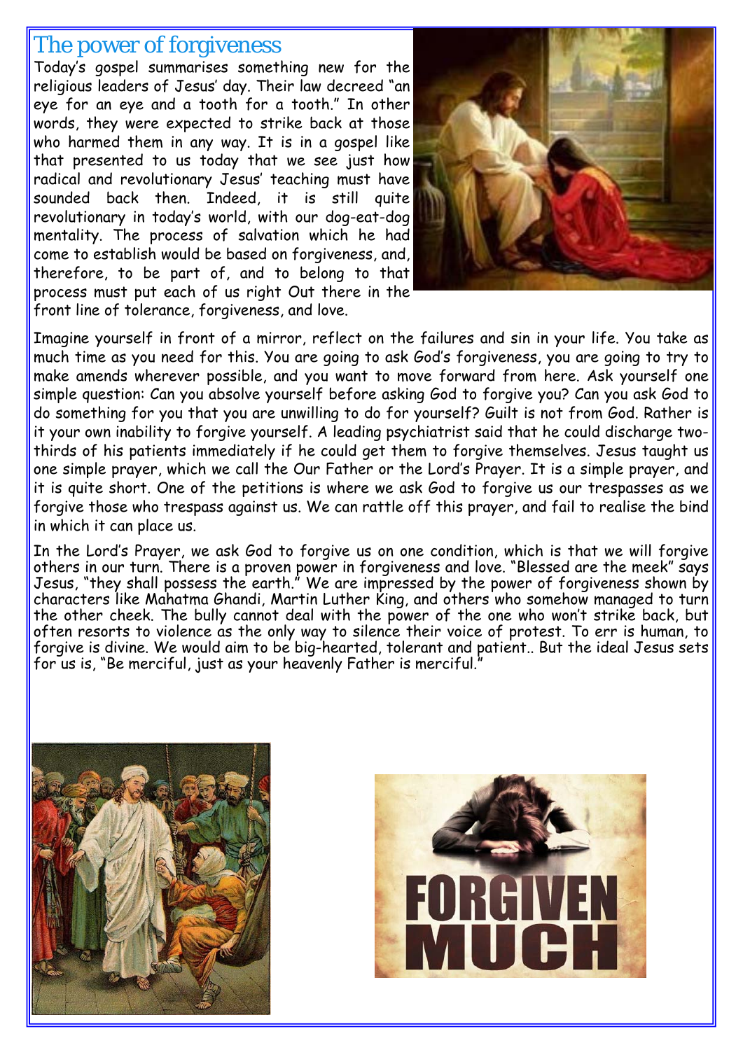# The power of forgiveness

Today's gospel summarises something new for the religious leaders of Jesus' day. Their law decreed "an eye for an eye and a tooth for a tooth." In other words, they were expected to strike back at those who harmed them in any way. It is in a gospel like that presented to us today that we see just how radical and revolutionary Jesus' teaching must have sounded back then. Indeed, it is still quite revolutionary in today's world, with our dog-eat-dog mentality. The process of salvation which he had come to establish would be based on forgiveness, and, therefore, to be part of, and to belong to that process must put each of us right Out there in the front line of tolerance, forgiveness, and love.

Imagine yourself in front of a mirror, reflect on the failures and sin in your life. You take as much time as you need for this. You are going to ask God's forgiveness, you are going to try to make amends wherever possible, and you want to move forward from here. Ask yourself one simple question: Can you absolve yourself before asking God to forgive you? Can you ask God to do something for you that you are unwilling to do for yourself? Guilt is not from God. Rather is it your own inability to forgive yourself. A leading psychiatrist said that he could discharge two-thirds of his patients immediately if he could get them to forgive themselves. Jesus taught us one simple prayer, which we call the Our Father or the Lord's Prayer. It is a simple prayer, and it is quite short. One of the petitions is where we ask God to forgive us our trespasses as we forgive those who trespass against us. We can rattle off this prayer, and fail to realise the bind in which it can place us.

In the Lord's Prayer, we ask God to forgive us on one condition, which is that we will forgive others in our turn. There is a proven power in forgiveness and love. "Blessed are the meek" says Jesus, "they shall possess the earth." We are impressed by the power of forgiveness shown by characters like Mahatma Ghandi, Martin Luther King, and others who somehow managed to turn the other cheek. The bully cannot deal with the power of the one who won't strike back, but often resorts to violence as the only way to silence their voice of protest. To err is human, to forgive is divine. We would aim to be big-hearted, tolerant and patient.. But the ideal Jesus sets for us is, "Be merciful, just as your heavenly Father is merciful."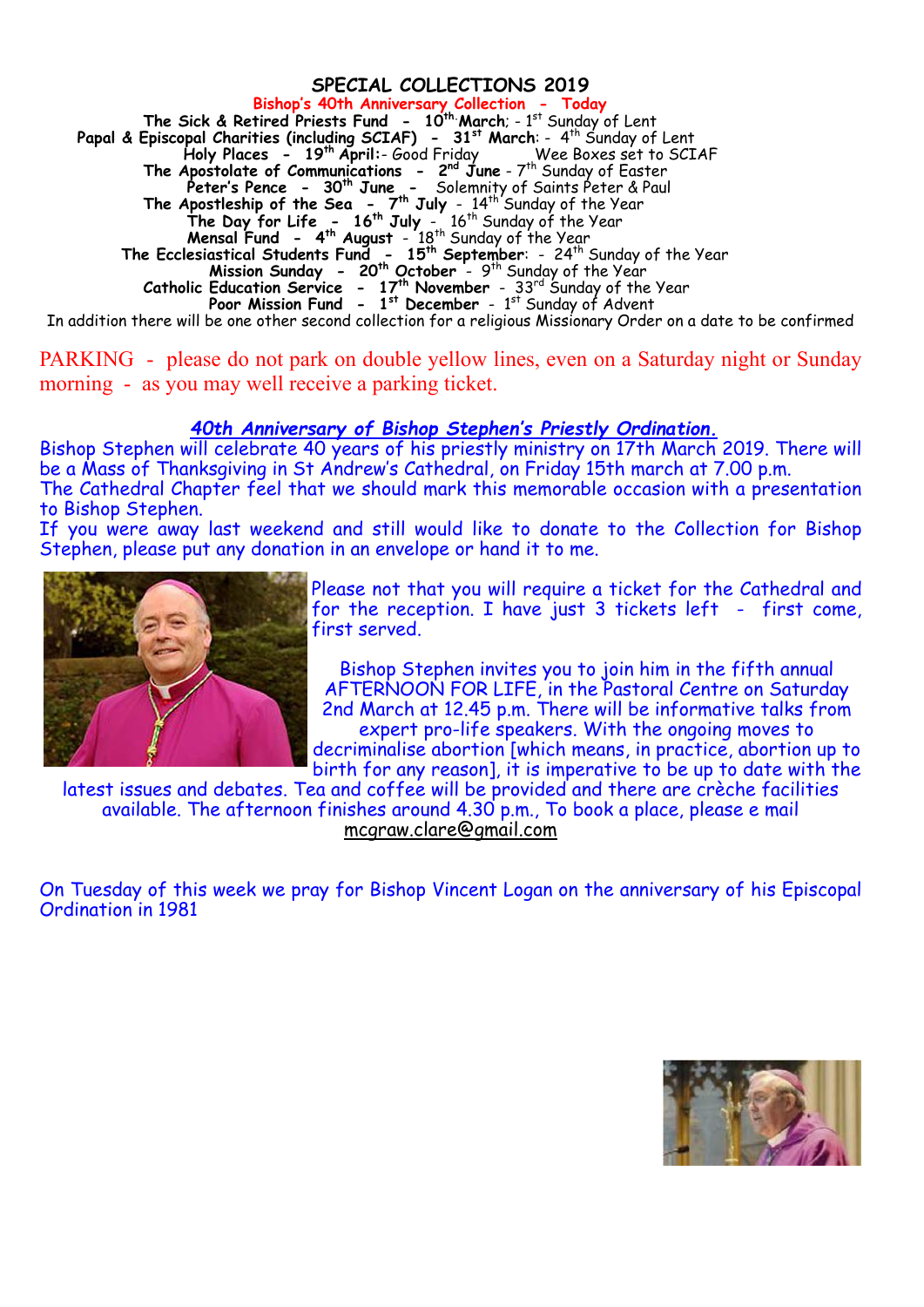## SPECIAL COLLECTIONS 2019

**Bishop's 40th Anniversary Collection - Today**

**The Sick & Retired Priests Fund - 10th March**; - 1st Sunday of Lent
**Papal & Episcopal Charities (including SCIAF) - 31st March**: - 4th Sunday of Lent
**Holy Places - 19th April**:- Good Friday  Wee Boxes set to SCIAF
**The Apostolate of Communications - 2nd June** - 7th Sunday of Easter
**Peter's Pence - 30th June** - Solemnity of Saints Peter & Paul
**The Apostleship of the Sea - 7th July** - 14th Sunday of the Year
**The Day for Life - 16th July** - 16th Sunday of the Year
**Mensal Fund - 4th August** - 18th Sunday of the Year
**The Ecclesiastical Students Fund - 15th September**: - 24th Sunday of the Year
**Mission Sunday - 20th October** - 9th Sunday of the Year
**Catholic Education Service - 17th November** - 33rd Sunday of the Year
**Poor Mission Fund - 1st December** - 1st Sunday of Advent

In addition there will be one other second collection for a religious Missionary Order on a date to be confirmed

PARKING - please do not park on double yellow lines, even on a Saturday night or Sunday morning - as you may well receive a parking ticket.

### ***40th Anniversary of Bishop Stephen's Priestly Ordination.***

Bishop Stephen will celebrate 40 years of his priestly ministry on 17th March 2019. There will be a Mass of Thanksgiving in St Andrew's Cathedral, on Friday 15th march at 7.00 p.m.
The Cathedral Chapter feel that we should mark this memorable occasion with a presentation to Bishop Stephen.
If you were away last weekend and still would like to donate to the Collection for Bishop Stephen, please put any donation in an envelope or hand it to me.

Please not that you will require a ticket for the Cathedral and for the reception. I have just 3 tickets left - first come, first served.

Bishop Stephen invites you to join him in the fifth annual AFTERNOON FOR LIFE, in the Pastoral Centre on Saturday 2nd March at 12.45 p.m. There will be informative talks from expert pro-life speakers. With the ongoing moves to decriminalise abortion [which means, in practice, abortion up to birth for any reason], it is imperative to be up to date with the latest issues and debates. Tea and coffee will be provided and there are crèche facilities available. The afternoon finishes around 4.30 p.m., To book a place, please e mail mcgraw.clare@gmail.com

On Tuesday of this week we pray for Bishop Vincent Logan on the anniversary of his Episcopal Ordination in 1981